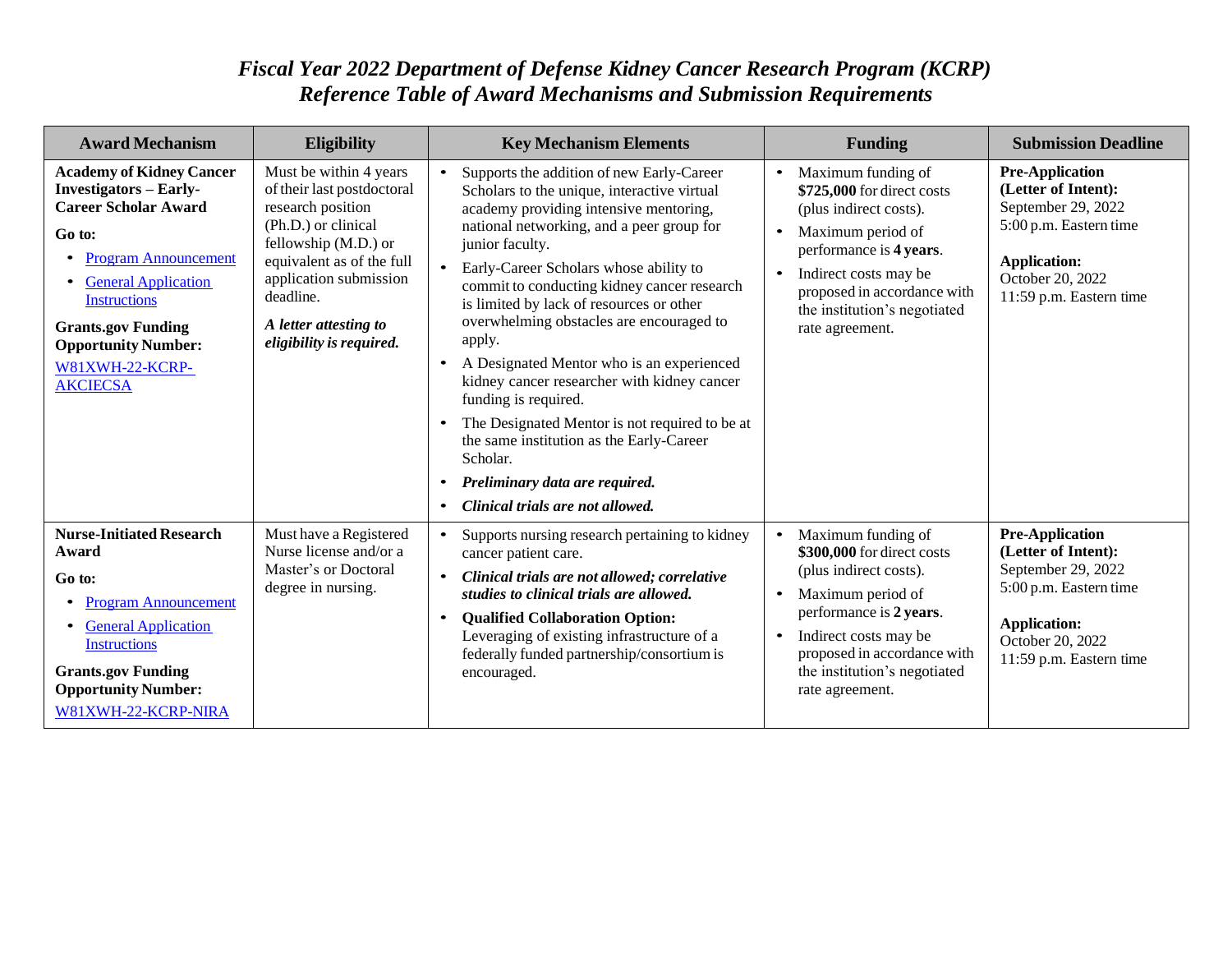# *Fiscal Year 2022 Department of Defense Kidney Cancer Research Program (KCRP)*
# *Reference Table of Award Mechanisms and Submission Requirements*

| Award Mechanism | Eligibility | Key Mechanism Elements | Funding | Submission Deadline |
|---|---|---|---|---|
| **Academy of Kidney Cancer Investigators – Early-Career Scholar Award**<br><br>**Go to:**<br>• Program Announcement<br>• General Application Instructions<br><br>**Grants.gov Funding Opportunity Number:**<br>W81XWH-22-KCRP-AKCIECSA | Must be within 4 years of their last postdoctoral research position (Ph.D.) or clinical fellowship (M.D.) or equivalent as of the full application submission deadline.<br><br>***A letter attesting to eligibility is required.*** | • Supports the addition of new Early-Career Scholars to the unique, interactive virtual academy providing intensive mentoring, national networking, and a peer group for junior faculty.<br>• Early-Career Scholars whose ability to commit to conducting kidney cancer research is limited by lack of resources or other overwhelming obstacles are encouraged to apply.<br>• A Designated Mentor who is an experienced kidney cancer researcher with kidney cancer funding is required.<br>• The Designated Mentor is not required to be at the same institution as the Early-Career Scholar.<br>• ***Preliminary data are required.***<br>• ***Clinical trials are not allowed.*** | • Maximum funding of **$725,000** for direct costs (plus indirect costs).<br>• Maximum period of performance is **4 years**.<br>• Indirect costs may be proposed in accordance with the institution's negotiated rate agreement. | **Pre-Application (Letter of Intent):**<br>September 29, 2022<br>5:00 p.m. Eastern time<br><br>**Application:**<br>October 20, 2022<br>11:59 p.m. Eastern time |
| **Nurse-Initiated Research Award**<br><br>**Go to:**<br>• Program Announcement<br>• General Application Instructions<br><br>**Grants.gov Funding Opportunity Number:**<br>W81XWH-22-KCRP-NIRA | Must have a Registered Nurse license and/or a Master's or Doctoral degree in nursing. | • Supports nursing research pertaining to kidney cancer patient care.<br>• ***Clinical trials are not allowed; correlative studies to clinical trials are allowed.***<br>• **Qualified Collaboration Option:** Leveraging of existing infrastructure of a federally funded partnership/consortium is encouraged. | • Maximum funding of **$300,000** for direct costs (plus indirect costs).<br>• Maximum period of performance is **2 years**.<br>• Indirect costs may be proposed in accordance with the institution's negotiated rate agreement. | **Pre-Application (Letter of Intent):**<br>September 29, 2022<br>5:00 p.m. Eastern time<br><br>**Application:**<br>October 20, 2022<br>11:59 p.m. Eastern time |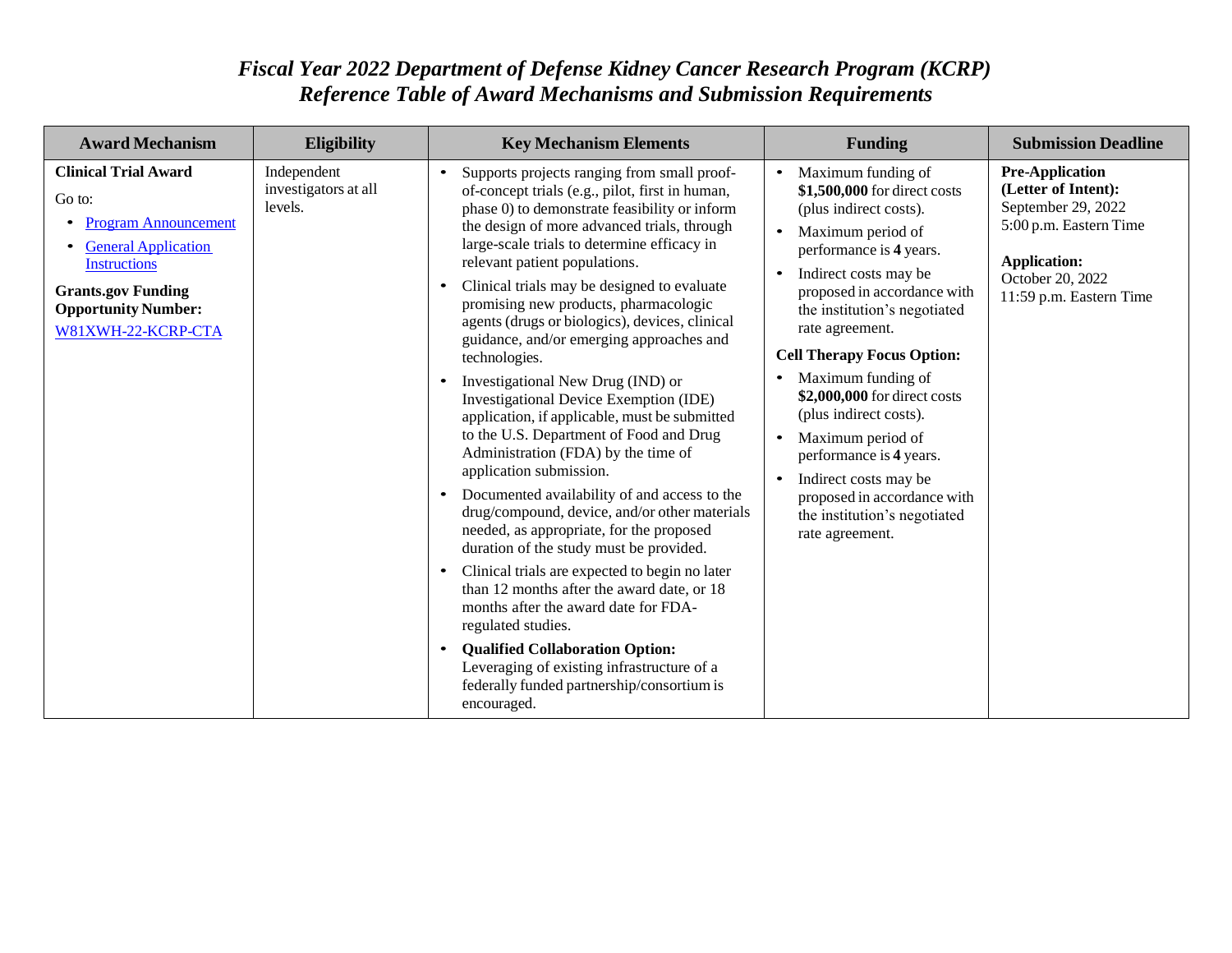# *Fiscal Year 2022 Department of Defense Kidney Cancer Research Program (KCRP)*
# *Reference Table of Award Mechanisms and Submission Requirements*

| Award Mechanism | Eligibility | Key Mechanism Elements | Funding | Submission Deadline |
|---|---|---|---|---|
| **Clinical Trial Award**<br><br>Go to:<br>• Program Announcement<br>• General Application Instructions<br><br>**Grants.gov Funding Opportunity Number:**<br>W81XWH-22-KCRP-CTA | Independent investigators at all levels. | • Supports projects ranging from small proof-of-concept trials (e.g., pilot, first in human, phase 0) to demonstrate feasibility or inform the design of more advanced trials, through large-scale trials to determine efficacy in relevant patient populations.<br>• Clinical trials may be designed to evaluate promising new products, pharmacologic agents (drugs or biologics), devices, clinical guidance, and/or emerging approaches and technologies.<br>• Investigational New Drug (IND) or Investigational Device Exemption (IDE) application, if applicable, must be submitted to the U.S. Department of Food and Drug Administration (FDA) by the time of application submission.<br>• Documented availability of and access to the drug/compound, device, and/or other materials needed, as appropriate, for the proposed duration of the study must be provided.<br>• Clinical trials are expected to begin no later than 12 months after the award date, or 18 months after the award date for FDA-regulated studies.<br>• **Qualified Collaboration Option:** Leveraging of existing infrastructure of a federally funded partnership/consortium is encouraged. | • Maximum funding of **$1,500,000** for direct costs (plus indirect costs).<br>• Maximum period of performance is **4** years.<br>• Indirect costs may be proposed in accordance with the institution's negotiated rate agreement.<br><br>**Cell Therapy Focus Option:**<br>• Maximum funding of **$2,000,000** for direct costs (plus indirect costs).<br>• Maximum period of performance is **4** years.<br>• Indirect costs may be proposed in accordance with the institution's negotiated rate agreement. | **Pre-Application (Letter of Intent):**<br>September 29, 2022<br>5:00 p.m. Eastern Time<br><br>**Application:**<br>October 20, 2022<br>11:59 p.m. Eastern Time |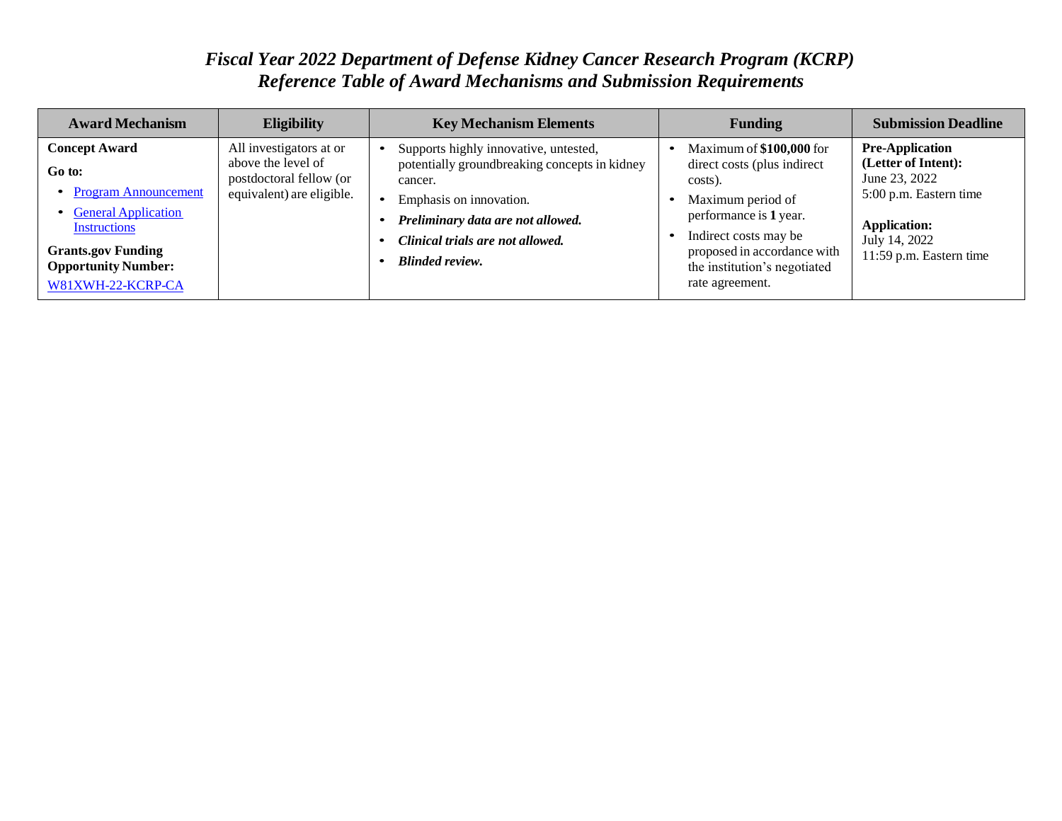# *Fiscal Year 2022 Department of Defense Kidney Cancer Research Program (KCRP)*
# *Reference Table of Award Mechanisms and Submission Requirements*

| Award Mechanism | Eligibility | Key Mechanism Elements | Funding | Submission Deadline |
|---|---|---|---|---|
| **Concept Award**<br><br>**Go to:**<br>• Program Announcement<br>• General Application Instructions<br><br>**Grants.gov Funding Opportunity Number:**<br>W81XWH-22-KCRP-CA | All investigators at or above the level of postdoctoral fellow (or equivalent) are eligible. | • Supports highly innovative, untested, potentially groundbreaking concepts in kidney cancer.<br>• Emphasis on innovation.<br>• ***Preliminary data are not allowed.***<br>• ***Clinical trials are not allowed.***<br>• ***Blinded review.*** | • Maximum of **$100,000** for direct costs (plus indirect costs).<br>• Maximum period of performance is **1** year.<br>• Indirect costs may be proposed in accordance with the institution's negotiated rate agreement. | **Pre-Application (Letter of Intent):**<br>June 23, 2022<br>5:00 p.m. Eastern time<br><br>**Application:**<br>July 14, 2022<br>11:59 p.m. Eastern time |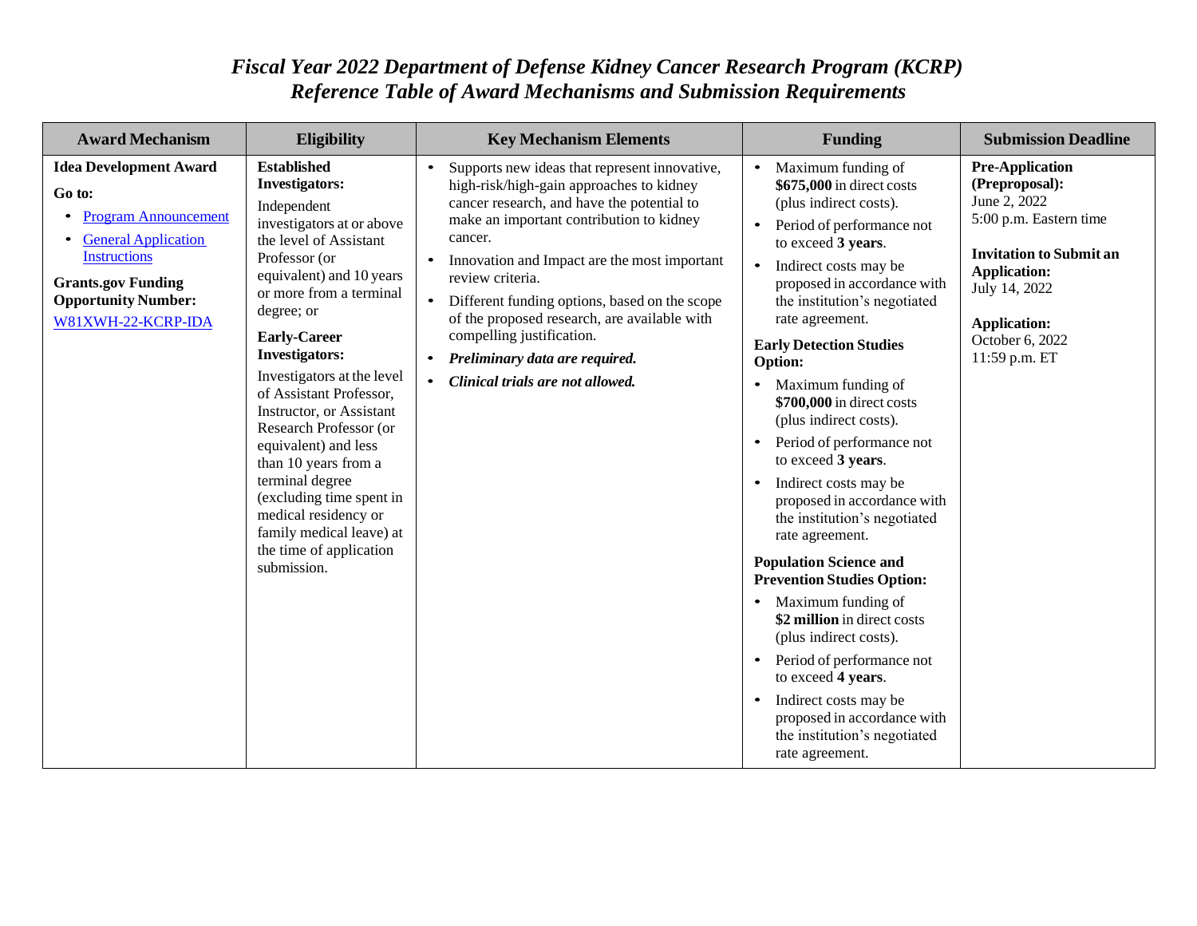# *Fiscal Year 2022 Department of Defense Kidney Cancer Research Program (KCRP)*
# *Reference Table of Award Mechanisms and Submission Requirements*

| Award Mechanism | Eligibility | Key Mechanism Elements | Funding | Submission Deadline |
|---|---|---|---|---|
| **Idea Development Award**<br><br>**Go to:**<br>• Program Announcement<br>• General Application Instructions<br><br>**Grants.gov Funding Opportunity Number:**<br>W81XWH-22-KCRP-IDA | **Established Investigators:**<br>Independent investigators at or above the level of Assistant Professor (or equivalent) and 10 years or more from a terminal degree; or<br><br>**Early-Career Investigators:**<br>Investigators at the level of Assistant Professor, Instructor, or Assistant Research Professor (or equivalent) and less than 10 years from a terminal degree (excluding time spent in medical residency or family medical leave) at the time of application submission. | • Supports new ideas that represent innovative, high-risk/high-gain approaches to kidney cancer research, and have the potential to make an important contribution to kidney cancer.<br>• Innovation and Impact are the most important review criteria.<br>• Different funding options, based on the scope of the proposed research, are available with compelling justification.<br>• ***Preliminary data are required.***<br>• ***Clinical trials are not allowed.*** | • Maximum funding of **$675,000** in direct costs (plus indirect costs).<br>• Period of performance not to exceed **3 years**.<br>• Indirect costs may be proposed in accordance with the institution's negotiated rate agreement.<br><br>**Early Detection Studies Option:**<br>• Maximum funding of **$700,000** in direct costs (plus indirect costs).<br>• Period of performance not to exceed **3 years**.<br>• Indirect costs may be proposed in accordance with the institution's negotiated rate agreement.<br><br>**Population Science and Prevention Studies Option:**<br>• Maximum funding of **$2 million** in direct costs (plus indirect costs).<br>• Period of performance not to exceed **4 years**.<br>• Indirect costs may be proposed in accordance with the institution's negotiated rate agreement. | **Pre-Application (Preproposal):**<br>June 2, 2022<br>5:00 p.m. Eastern time<br><br>**Invitation to Submit an Application:**<br>July 14, 2022<br><br>**Application:**<br>October 6, 2022<br>11:59 p.m. ET |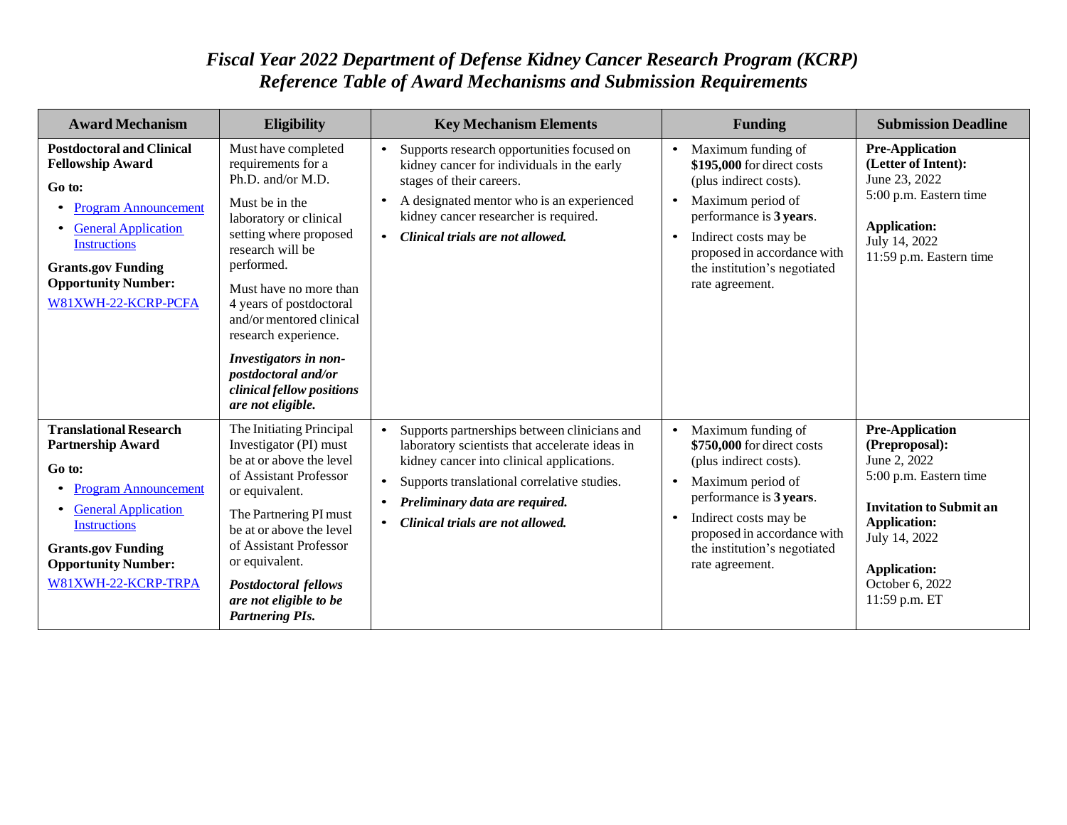# *Fiscal Year 2022 Department of Defense Kidney Cancer Research Program (KCRP)*
# *Reference Table of Award Mechanisms and Submission Requirements*

| Award Mechanism | Eligibility | Key Mechanism Elements | Funding | Submission Deadline |
|---|---|---|---|---|
| **Postdoctoral and Clinical Fellowship Award**<br><br>**Go to:**<br>• Program Announcement<br>• General Application Instructions<br><br>**Grants.gov Funding Opportunity Number:**<br>W81XWH-22-KCRP-PCFA | Must have completed requirements for a Ph.D. and/or M.D.<br><br>Must be in the laboratory or clinical setting where proposed research will be performed.<br><br>Must have no more than 4 years of postdoctoral and/or mentored clinical research experience.<br><br>***Investigators in non-postdoctoral and/or clinical fellow positions are not eligible.*** | • Supports research opportunities focused on kidney cancer for individuals in the early stages of their careers.<br>• A designated mentor who is an experienced kidney cancer researcher is required.<br>• ***Clinical trials are not allowed.*** | • Maximum funding of **$195,000** for direct costs (plus indirect costs).<br>• Maximum period of performance is **3 years**.<br>• Indirect costs may be proposed in accordance with the institution's negotiated rate agreement. | **Pre-Application (Letter of Intent):**<br>June 23, 2022<br>5:00 p.m. Eastern time<br><br>**Application:**<br>July 14, 2022<br>11:59 p.m. Eastern time |
| **Translational Research Partnership Award**<br><br>**Go to:**<br>• Program Announcement<br>• General Application Instructions<br><br>**Grants.gov Funding Opportunity Number:**<br>W81XWH-22-KCRP-TRPA | The Initiating Principal Investigator (PI) must be at or above the level of Assistant Professor or equivalent.<br><br>The Partnering PI must be at or above the level of Assistant Professor or equivalent.<br><br>***Postdoctoral fellows are not eligible to be Partnering PIs.*** | • Supports partnerships between clinicians and laboratory scientists that accelerate ideas in kidney cancer into clinical applications.<br>• Supports translational correlative studies.<br>• ***Preliminary data are required.***<br>• ***Clinical trials are not allowed.*** | • Maximum funding of **$750,000** for direct costs (plus indirect costs).<br>• Maximum period of performance is **3 years**.<br>• Indirect costs may be proposed in accordance with the institution's negotiated rate agreement. | **Pre-Application (Preproposal):**<br>June 2, 2022<br>5:00 p.m. Eastern time<br><br>**Invitation to Submit an Application:**<br>July 14, 2022<br><br>**Application:**<br>October 6, 2022<br>11:59 p.m. ET |